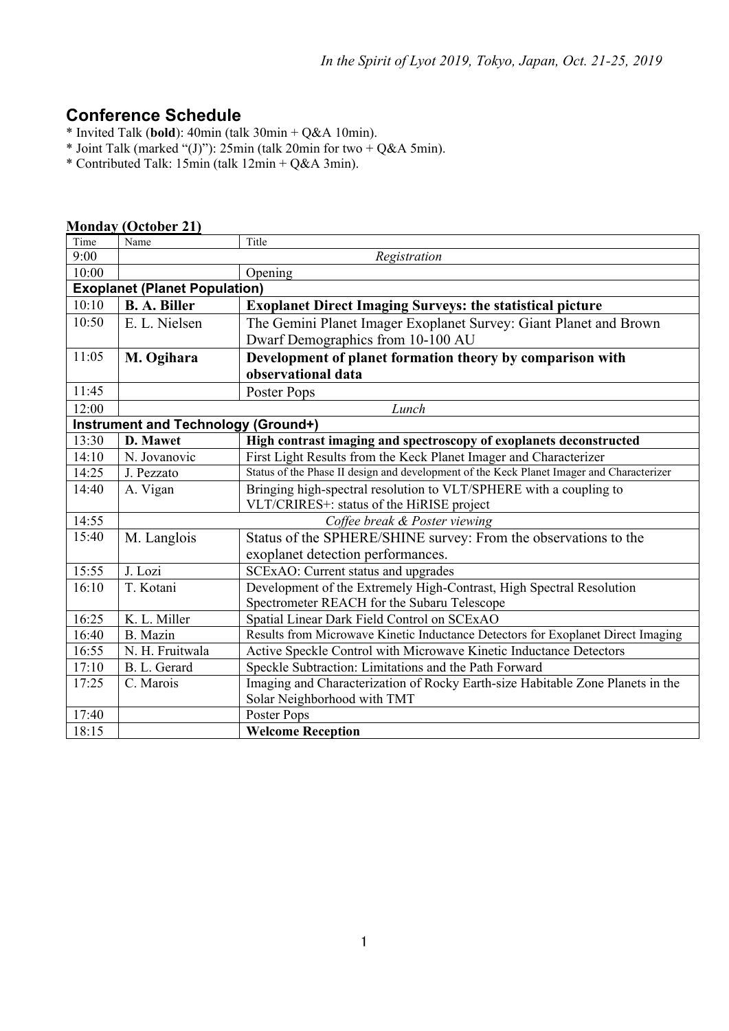## Conference Schedule

* Invited Talk (**bold**): 40min (talk 30min + Q&A 10min).
* Joint Talk (marked "(J)"): 25min (talk 20min for two + Q&A 5min).
* Contributed Talk: 15min (talk 12min + Q&A 3min).

**Monday (October 21)**

| Time | Name | Title |
|---|---|---|
| 9:00 | | *Registration* |
| 10:00 | | Opening |
| **Exoplanet (Planet Population)** | | |
| 10:10 | **B. A. Biller** | **Exoplanet Direct Imaging Surveys: the statistical picture** |
| 10:50 | E. L. Nielsen | The Gemini Planet Imager Exoplanet Survey: Giant Planet and Brown Dwarf Demographics from 10-100 AU |
| 11:05 | **M. Ogihara** | **Development of planet formation theory by comparison with observational data** |
| 11:45 | | Poster Pops |
| 12:00 | | *Lunch* |
| **Instrument and Technology (Ground+)** | | |
| 13:30 | **D. Mawet** | **High contrast imaging and spectroscopy of exoplanets deconstructed** |
| 14:10 | N. Jovanovic | First Light Results from the Keck Planet Imager and Characterizer |
| 14:25 | J. Pezzato | Status of the Phase II design and development of the Keck Planet Imager and Characterizer |
| 14:40 | A. Vigan | Bringing high-spectral resolution to VLT/SPHERE with a coupling to VLT/CRIRES+: status of the HiRISE project |
| 14:55 | | *Coffee break & Poster viewing* |
| 15:40 | M. Langlois | Status of the SPHERE/SHINE survey: From the observations to the exoplanet detection performances. |
| 15:55 | J. Lozi | SCExAO: Current status and upgrades |
| 16:10 | T. Kotani | Development of the Extremely High-Contrast, High Spectral Resolution Spectrometer REACH for the Subaru Telescope |
| 16:25 | K. L. Miller | Spatial Linear Dark Field Control on SCExAO |
| 16:40 | B. Mazin | Results from Microwave Kinetic Inductance Detectors for Exoplanet Direct Imaging |
| 16:55 | N. H. Fruitwala | Active Speckle Control with Microwave Kinetic Inductance Detectors |
| 17:10 | B. L. Gerard | Speckle Subtraction: Limitations and the Path Forward |
| 17:25 | C. Marois | Imaging and Characterization of Rocky Earth-size Habitable Zone Planets in the Solar Neighborhood with TMT |
| 17:40 | | Poster Pops |
| 18:15 | | **Welcome Reception** |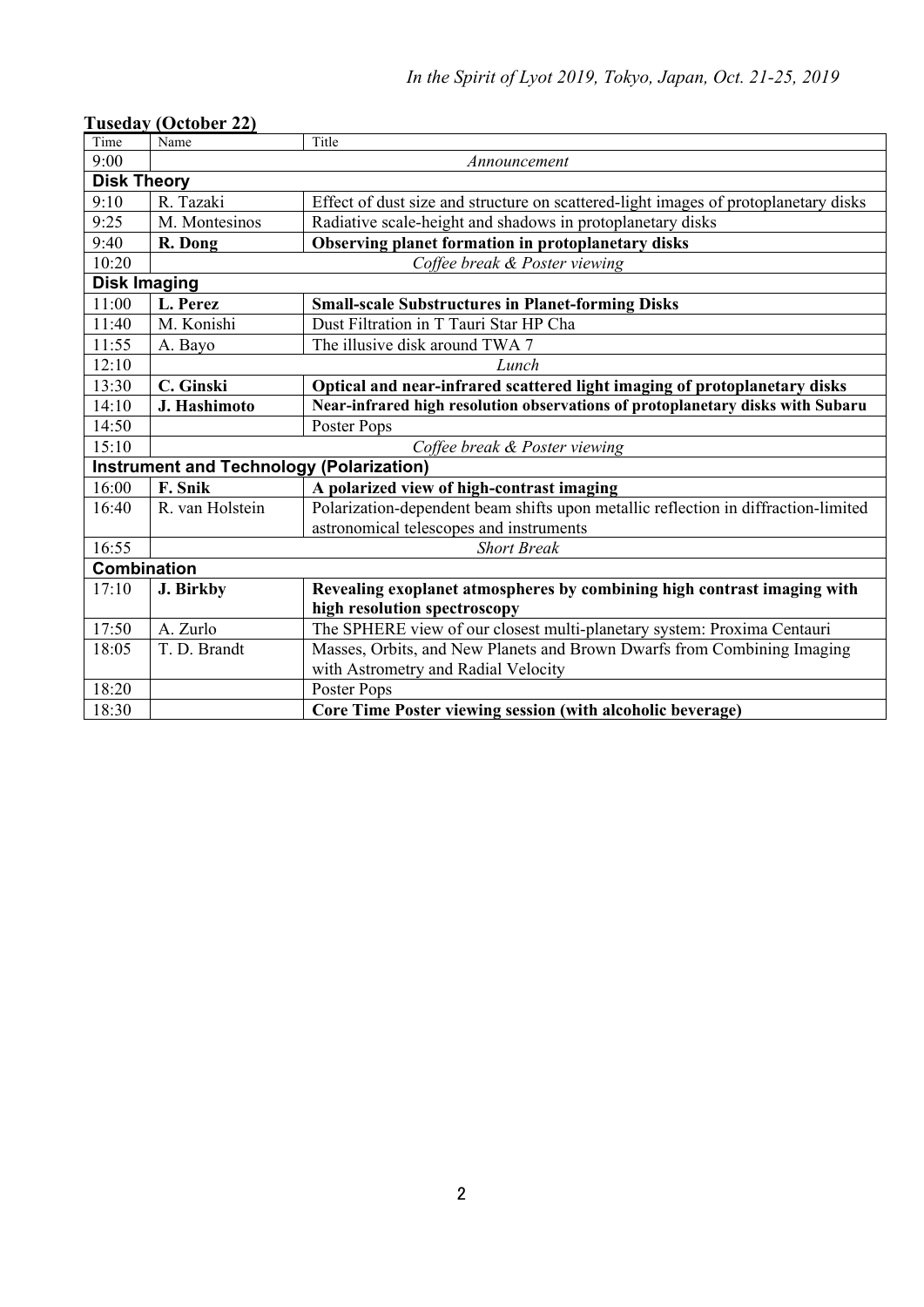**Tuseday (October 22)**

| Time | Name | Title |
|---|---|---|
| 9:00 | | *Announcement* |
| **Disk Theory** | | |
| 9:10 | R. Tazaki | Effect of dust size and structure on scattered-light images of protoplanetary disks |
| 9:25 | M. Montesinos | Radiative scale-height and shadows in protoplanetary disks |
| 9:40 | **R. Dong** | **Observing planet formation in protoplanetary disks** |
| 10:20 | | *Coffee break & Poster viewing* |
| **Disk Imaging** | | |
| 11:00 | **L. Perez** | **Small-scale Substructures in Planet-forming Disks** |
| 11:40 | M. Konishi | Dust Filtration in T Tauri Star HP Cha |
| 11:55 | A. Bayo | The illusive disk around TWA 7 |
| 12:10 | | *Lunch* |
| 13:30 | **C. Ginski** | **Optical and near-infrared scattered light imaging of protoplanetary disks** |
| 14:10 | **J. Hashimoto** | **Near-infrared high resolution observations of protoplanetary disks with Subaru** |
| 14:50 | | Poster Pops |
| 15:10 | | *Coffee break & Poster viewing* |
| **Instrument and Technology (Polarization)** | | |
| 16:00 | **F. Snik** | **A polarized view of high-contrast imaging** |
| 16:40 | R. van Holstein | Polarization-dependent beam shifts upon metallic reflection in diffraction-limited astronomical telescopes and instruments |
| 16:55 | | *Short Break* |
| **Combination** | | |
| 17:10 | **J. Birkby** | **Revealing exoplanet atmospheres by combining high contrast imaging with high resolution spectroscopy** |
| 17:50 | A. Zurlo | The SPHERE view of our closest multi-planetary system: Proxima Centauri |
| 18:05 | T. D. Brandt | Masses, Orbits, and New Planets and Brown Dwarfs from Combining Imaging with Astrometry and Radial Velocity |
| 18:20 | | Poster Pops |
| 18:30 | | **Core Time Poster viewing session (with alcoholic beverage)** |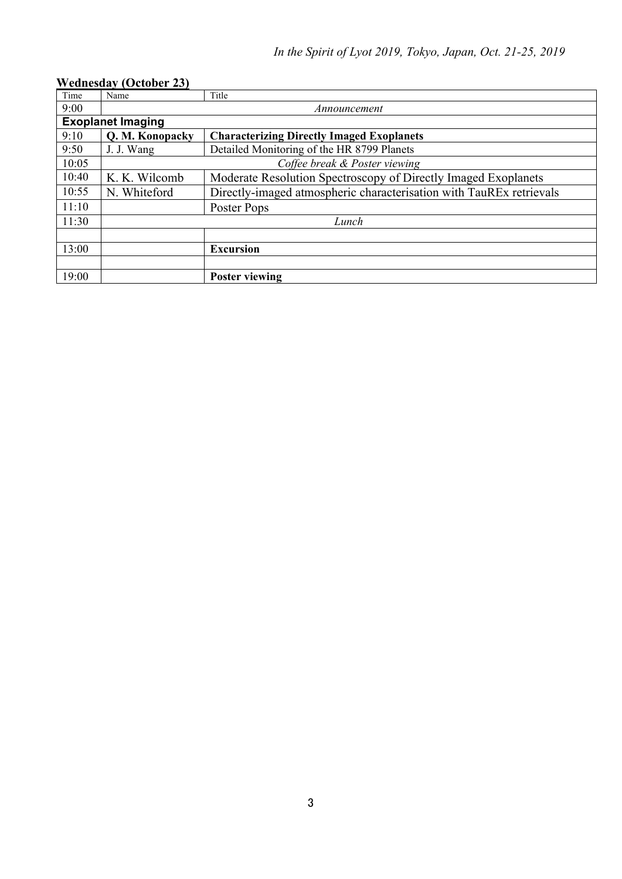**Wednesday (October 23)**

| Time | Name | Title |
|---|---|---|
| 9:00 | | *Announcement* |
| **Exoplanet Imaging** | | |
| 9:10 | **Q. M. Konopacky** | **Characterizing Directly Imaged Exoplanets** |
| 9:50 | J. J. Wang | Detailed Monitoring of the HR 8799 Planets |
| 10:05 | | *Coffee break & Poster viewing* |
| 10:40 | K. K. Wilcomb | Moderate Resolution Spectroscopy of Directly Imaged Exoplanets |
| 10:55 | N. Whiteford | Directly-imaged atmospheric characterisation with TauREx retrievals |
| 11:10 | | Poster Pops |
| 11:30 | | *Lunch* |
| | | |
| 13:00 | | **Excursion** |
| | | |
| 19:00 | | **Poster viewing** |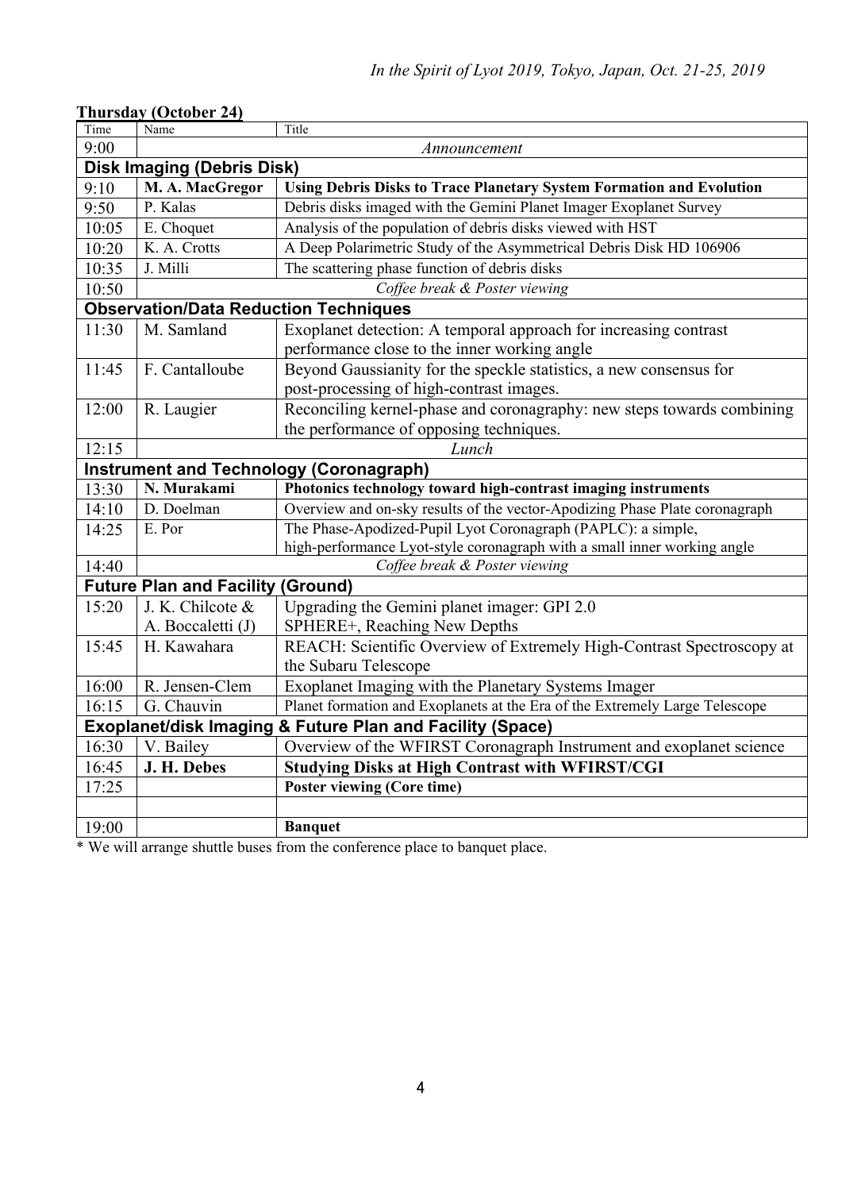**Thursday (October 24)**

| Time | Name | Title |
| --- | --- | --- |
| 9:00 | | *Announcement* |
| **Disk Imaging (Debris Disk)** | | |
| 9:10 | **M. A. MacGregor** | **Using Debris Disks to Trace Planetary System Formation and Evolution** |
| 9:50 | P. Kalas | Debris disks imaged with the Gemini Planet Imager Exoplanet Survey |
| 10:05 | E. Choquet | Analysis of the population of debris disks viewed with HST |
| 10:20 | K. A. Crotts | A Deep Polarimetric Study of the Asymmetrical Debris Disk HD 106906 |
| 10:35 | J. Milli | The scattering phase function of debris disks |
| 10:50 | | *Coffee break & Poster viewing* |
| **Observation/Data Reduction Techniques** | | |
| 11:30 | M. Samland | Exoplanet detection: A temporal approach for increasing contrast performance close to the inner working angle |
| 11:45 | F. Cantalloube | Beyond Gaussianity for the speckle statistics, a new consensus for post-processing of high-contrast images. |
| 12:00 | R. Laugier | Reconciling kernel-phase and coronagraphy: new steps towards combining the performance of opposing techniques. |
| 12:15 | | *Lunch* |
| **Instrument and Technology (Coronagraph)** | | |
| 13:30 | **N. Murakami** | **Photonics technology toward high-contrast imaging instruments** |
| 14:10 | D. Doelman | Overview and on-sky results of the vector-Apodizing Phase Plate coronagraph |
| 14:25 | E. Por | The Phase-Apodized-Pupil Lyot Coronagraph (PAPLC): a simple, high-performance Lyot-style coronagraph with a small inner working angle |
| 14:40 | | *Coffee break & Poster viewing* |
| **Future Plan and Facility (Ground)** | | |
| 15:20 | J. K. Chilcote & A. Boccaletti (J) | Upgrading the Gemini planet imager: GPI 2.0 SPHERE+, Reaching New Depths |
| 15:45 | H. Kawahara | REACH: Scientific Overview of Extremely High-Contrast Spectroscopy at the Subaru Telescope |
| 16:00 | R. Jensen-Clem | Exoplanet Imaging with the Planetary Systems Imager |
| 16:15 | G. Chauvin | Planet formation and Exoplanets at the Era of the Extremely Large Telescope |
| **Exoplanet/disk Imaging & Future Plan and Facility (Space)** | | |
| 16:30 | V. Bailey | Overview of the WFIRST Coronagraph Instrument and exoplanet science |
| 16:45 | **J. H. Debes** | **Studying Disks at High Contrast with WFIRST/CGI** |
| 17:25 | | **Poster viewing (Core time)** |
| | | |
| 19:00 | | **Banquet** |

* We will arrange shuttle buses from the conference place to banquet place.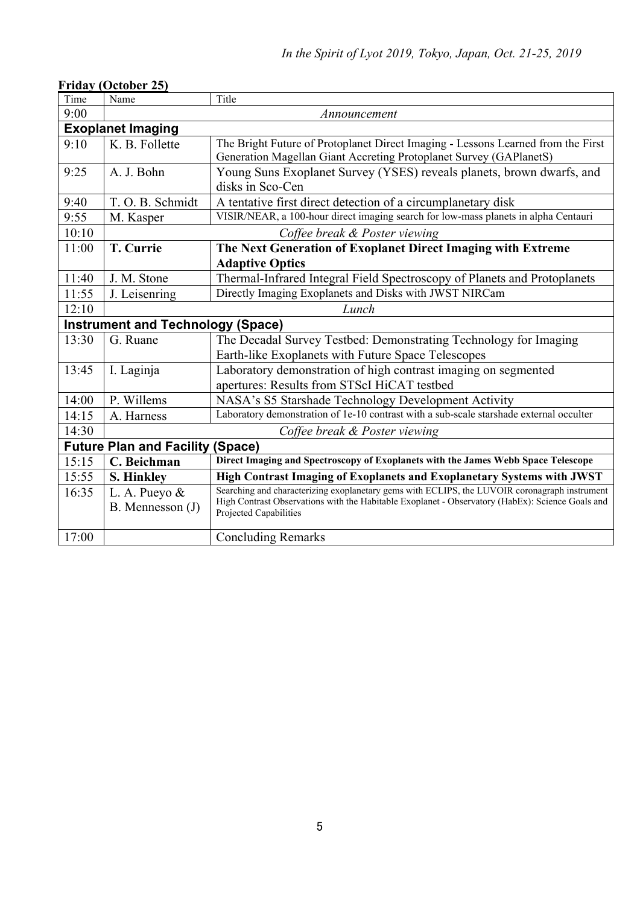**Friday (October 25)**

| Time | Name | Title |
|---|---|---|
| 9:00 | | *Announcement* |
| **Exoplanet Imaging** | | |
| 9:10 | K. B. Follette | The Bright Future of Protoplanet Direct Imaging - Lessons Learned from the First Generation Magellan Giant Accreting Protoplanet Survey (GAPlanetS) |
| 9:25 | A. J. Bohn | Young Suns Exoplanet Survey (YSES) reveals planets, brown dwarfs, and disks in Sco-Cen |
| 9:40 | T. O. B. Schmidt | A tentative first direct detection of a circumplanetary disk |
| 9:55 | M. Kasper | VISIR/NEAR, a 100-hour direct imaging search for low-mass planets in alpha Centauri |
| 10:10 | | *Coffee break & Poster viewing* |
| 11:00 | **T. Currie** | **The Next Generation of Exoplanet Direct Imaging with Extreme Adaptive Optics** |
| 11:40 | J. M. Stone | Thermal-Infrared Integral Field Spectroscopy of Planets and Protoplanets |
| 11:55 | J. Leisenring | Directly Imaging Exoplanets and Disks with JWST NIRCam |
| 12:10 | | *Lunch* |
| **Instrument and Technology (Space)** | | |
| 13:30 | G. Ruane | The Decadal Survey Testbed: Demonstrating Technology for Imaging Earth-like Exoplanets with Future Space Telescopes |
| 13:45 | I. Laginja | Laboratory demonstration of high contrast imaging on segmented apertures: Results from STScI HiCAT testbed |
| 14:00 | P. Willems | NASA's S5 Starshade Technology Development Activity |
| 14:15 | A. Harness | Laboratory demonstration of 1e-10 contrast with a sub-scale starshade external occulter |
| 14:30 | | *Coffee break & Poster viewing* |
| **Future Plan and Facility (Space)** | | |
| 15:15 | **C. Beichman** | **Direct Imaging and Spectroscopy of Exoplanets with the James Webb Space Telescope** |
| 15:55 | **S. Hinkley** | **High Contrast Imaging of Exoplanets and Exoplanetary Systems with JWST** |
| 16:35 | L. A. Pueyo & B. Mennesson (J) | Searching and characterizing exoplanetary gems with ECLIPS, the LUVOIR coronagraph instrument High Contrast Observations with the Habitable Exoplanet - Observatory (HabEx): Science Goals and Projected Capabilities |
| 17:00 | | Concluding Remarks |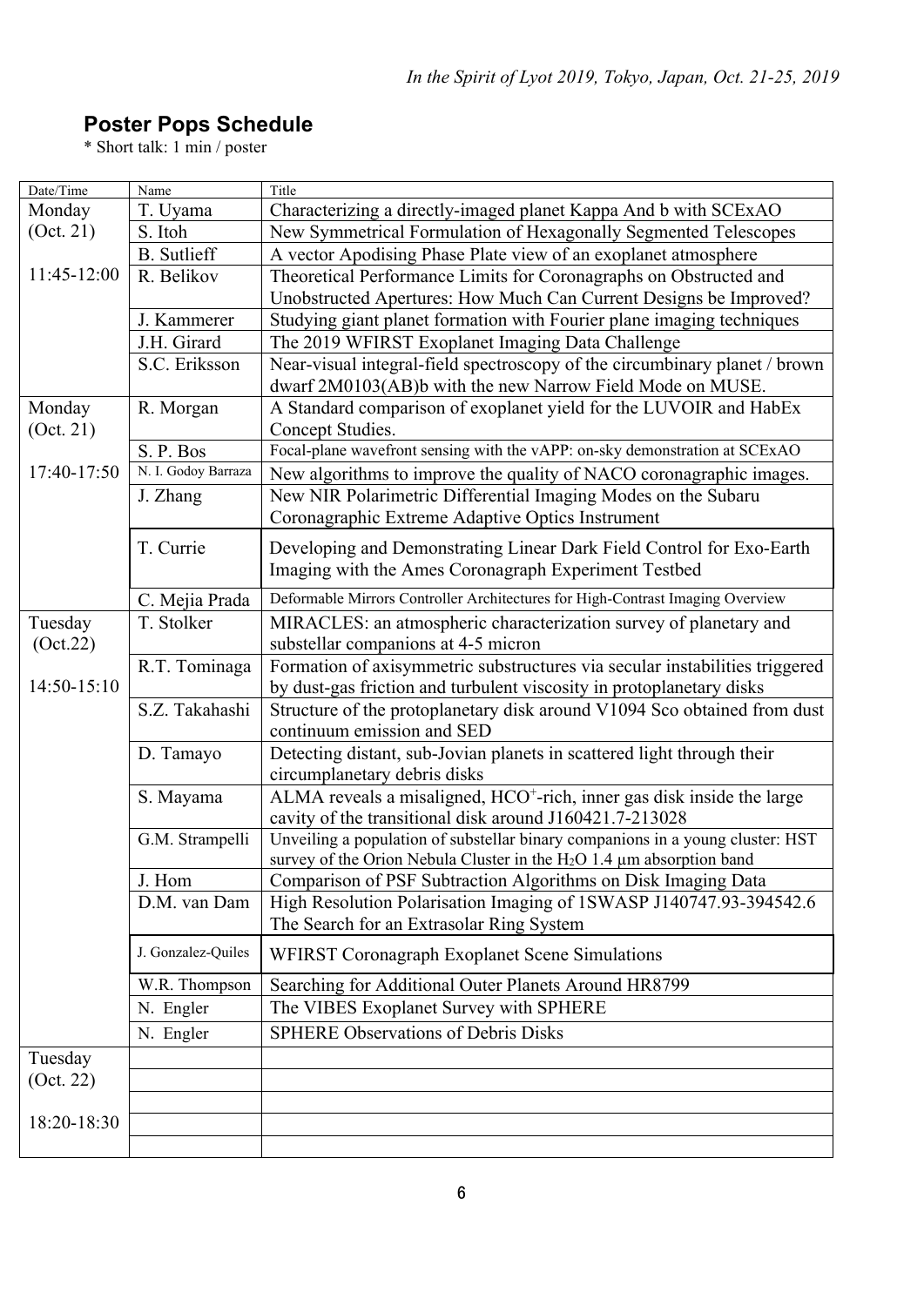## Poster Pops Schedule

\* Short talk: 1 min / poster

| Date/Time | Name | Title |
| --- | --- | --- |
| Monday (Oct. 21) 11:45-12:00 | T. Uyama | Characterizing a directly-imaged planet Kappa And b with SCExAO |
| | S. Itoh | New Symmetrical Formulation of Hexagonally Segmented Telescopes |
| | B. Sutlieff | A vector Apodising Phase Plate view of an exoplanet atmosphere |
| | R. Belikov | Theoretical Performance Limits for Coronagraphs on Obstructed and Unobstructed Apertures: How Much Can Current Designs be Improved? |
| | J. Kammerer | Studying giant planet formation with Fourier plane imaging techniques |
| | J.H. Girard | The 2019 WFIRST Exoplanet Imaging Data Challenge |
| | S.C. Eriksson | Near-visual integral-field spectroscopy of the circumbinary planet / brown dwarf 2M0103(AB)b with the new Narrow Field Mode on MUSE. |
| Monday (Oct. 21) 17:40-17:50 | R. Morgan | A Standard comparison of exoplanet yield for the LUVOIR and HabEx Concept Studies. |
| | S. P. Bos | Focal-plane wavefront sensing with the vAPP: on-sky demonstration at SCExAO |
| | N. I. Godoy Barraza | New algorithms to improve the quality of NACO coronagraphic images. |
| | J. Zhang | New NIR Polarimetric Differential Imaging Modes on the Subaru Coronagraphic Extreme Adaptive Optics Instrument |
| | T. Currie | Developing and Demonstrating Linear Dark Field Control for Exo-Earth Imaging with the Ames Coronagraph Experiment Testbed |
| | C. Mejia Prada | Deformable Mirrors Controller Architectures for High-Contrast Imaging Overview |
| Tuesday (Oct.22) 14:50-15:10 | T. Stolker | MIRACLES: an atmospheric characterization survey of planetary and substellar companions at 4-5 micron |
| | R.T. Tominaga | Formation of axisymmetric substructures via secular instabilities triggered by dust-gas friction and turbulent viscosity in protoplanetary disks |
| | S.Z. Takahashi | Structure of the protoplanetary disk around V1094 Sco obtained from dust continuum emission and SED |
| | D. Tamayo | Detecting distant, sub-Jovian planets in scattered light through their circumplanetary debris disks |
| | S. Mayama | ALMA reveals a misaligned, $HCO^+$-rich, inner gas disk inside the large cavity of the transitional disk around J160421.7-213028 |
| | G.M. Strampelli | Unveiling a population of substellar binary companions in a young cluster: HST survey of the Orion Nebula Cluster in the $H_2O$ 1.4 μm absorption band |
| | J. Hom | Comparison of PSF Subtraction Algorithms on Disk Imaging Data |
| | D.M. van Dam | High Resolution Polarisation Imaging of 1SWASP J140747.93-394542.6 The Search for an Extrasolar Ring System |
| | J. Gonzalez-Quiles | WFIRST Coronagraph Exoplanet Scene Simulations |
| | W.R. Thompson | Searching for Additional Outer Planets Around HR8799 |
| | N. Engler | The VIBES Exoplanet Survey with SPHERE |
| | N. Engler | SPHERE Observations of Debris Disks |
| Tuesday (Oct. 22) 18:20-18:30 | | |
| | | |
| | | |
| | | |
| | | |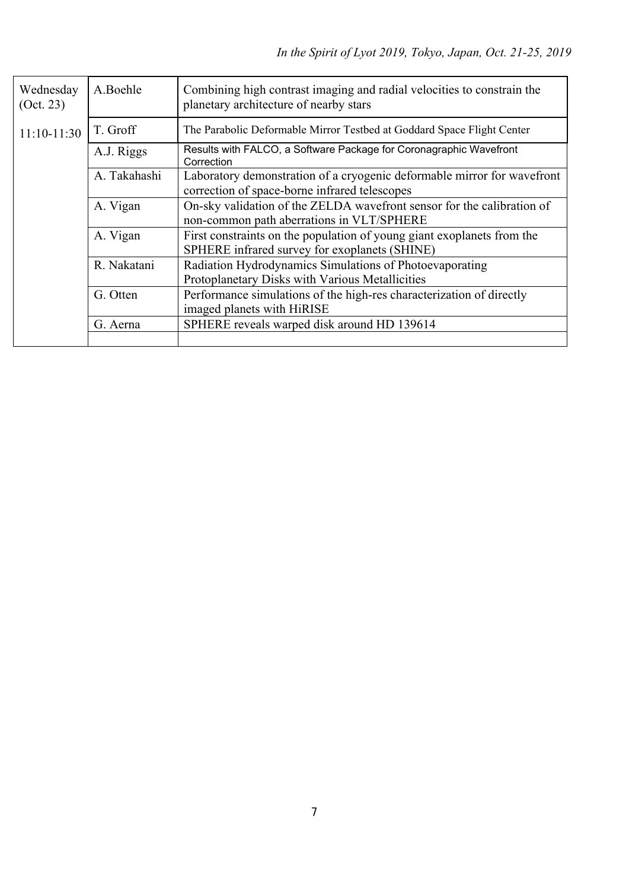| | | |
|---|---|---|
| Wednesday (Oct. 23) 11:10-11:30 | A.Boehle | Combining high contrast imaging and radial velocities to constrain the planetary architecture of nearby stars |
| | T. Groff | The Parabolic Deformable Mirror Testbed at Goddard Space Flight Center |
| | A.J. Riggs | Results with FALCO, a Software Package for Coronagraphic Wavefront Correction |
| | A. Takahashi | Laboratory demonstration of a cryogenic deformable mirror for wavefront correction of space-borne infrared telescopes |
| | A. Vigan | On-sky validation of the ZELDA wavefront sensor for the calibration of non-common path aberrations in VLT/SPHERE |
| | A. Vigan | First constraints on the population of young giant exoplanets from the SPHERE infrared survey for exoplanets (SHINE) |
| | R. Nakatani | Radiation Hydrodynamics Simulations of Photoevaporating Protoplanetary Disks with Various Metallicities |
| | G. Otten | Performance simulations of the high-res characterization of directly imaged planets with HiRISE |
| | G. Aerna | SPHERE reveals warped disk around HD 139614 |
| | | |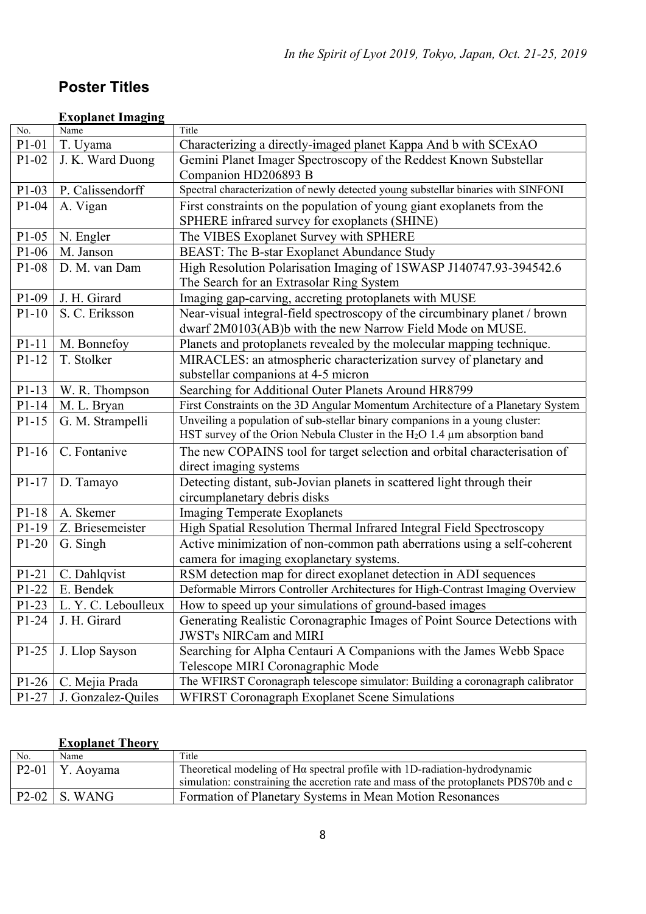# Poster Titles

### Exoplanet Imaging

| No. | Name | Title |
|---|---|---|
| P1-01 | T. Uyama | Characterizing a directly-imaged planet Kappa And b with SCExAO |
| P1-02 | J. K. Ward Duong | Gemini Planet Imager Spectroscopy of the Reddest Known Substellar Companion HD206893 B |
| P1-03 | P. Calissendorff | Spectral characterization of newly detected young substellar binaries with SINFONI |
| P1-04 | A. Vigan | First constraints on the population of young giant exoplanets from the SPHERE infrared survey for exoplanets (SHINE) |
| P1-05 | N. Engler | The VIBES Exoplanet Survey with SPHERE |
| P1-06 | M. Janson | BEAST: The B-star Exoplanet Abundance Study |
| P1-08 | D. M. van Dam | High Resolution Polarisation Imaging of 1SWASP J140747.93-394542.6 The Search for an Extrasolar Ring System |
| P1-09 | J. H. Girard | Imaging gap-carving, accreting protoplanets with MUSE |
| P1-10 | S. C. Eriksson | Near-visual integral-field spectroscopy of the circumbinary planet / brown dwarf 2M0103(AB)b with the new Narrow Field Mode on MUSE. |
| P1-11 | M. Bonnefoy | Planets and protoplanets revealed by the molecular mapping technique. |
| P1-12 | T. Stolker | MIRACLES: an atmospheric characterization survey of planetary and substellar companions at 4-5 micron |
| P1-13 | W. R. Thompson | Searching for Additional Outer Planets Around HR8799 |
| P1-14 | M. L. Bryan | First Constraints on the 3D Angular Momentum Architecture of a Planetary System |
| P1-15 | G. M. Strampelli | Unveiling a population of sub-stellar binary companions in a young cluster: HST survey of the Orion Nebula Cluster in the $H_2O$ 1.4 μm absorption band |
| P1-16 | C. Fontanive | The new COPAINS tool for target selection and orbital characterisation of direct imaging systems |
| P1-17 | D. Tamayo | Detecting distant, sub-Jovian planets in scattered light through their circumplanetary debris disks |
| P1-18 | A. Skemer | Imaging Temperate Exoplanets |
| P1-19 | Z. Briesemeister | High Spatial Resolution Thermal Infrared Integral Field Spectroscopy |
| P1-20 | G. Singh | Active minimization of non-common path aberrations using a self-coherent camera for imaging exoplanetary systems. |
| P1-21 | C. Dahlqvist | RSM detection map for direct exoplanet detection in ADI sequences |
| P1-22 | E. Bendek | Deformable Mirrors Controller Architectures for High-Contrast Imaging Overview |
| P1-23 | L. Y. C. Leboulleux | How to speed up your simulations of ground-based images |
| P1-24 | J. H. Girard | Generating Realistic Coronagraphic Images of Point Source Detections with JWST's NIRCam and MIRI |
| P1-25 | J. Llop Sayson | Searching for Alpha Centauri A Companions with the James Webb Space Telescope MIRI Coronagraphic Mode |
| P1-26 | C. Mejia Prada | The WFIRST Coronagraph telescope simulator: Building a coronagraph calibrator |
| P1-27 | J. Gonzalez-Quiles | WFIRST Coronagraph Exoplanet Scene Simulations |

### Exoplanet Theory

| No. | Name | Title |
|---|---|---|
| P2-01 | Y. Aoyama | Theoretical modeling of Hα spectral profile with 1D-radiation-hydrodynamic simulation: constraining the accretion rate and mass of the protoplanets PDS70b and c |
| P2-02 | S. WANG | Formation of Planetary Systems in Mean Motion Resonances |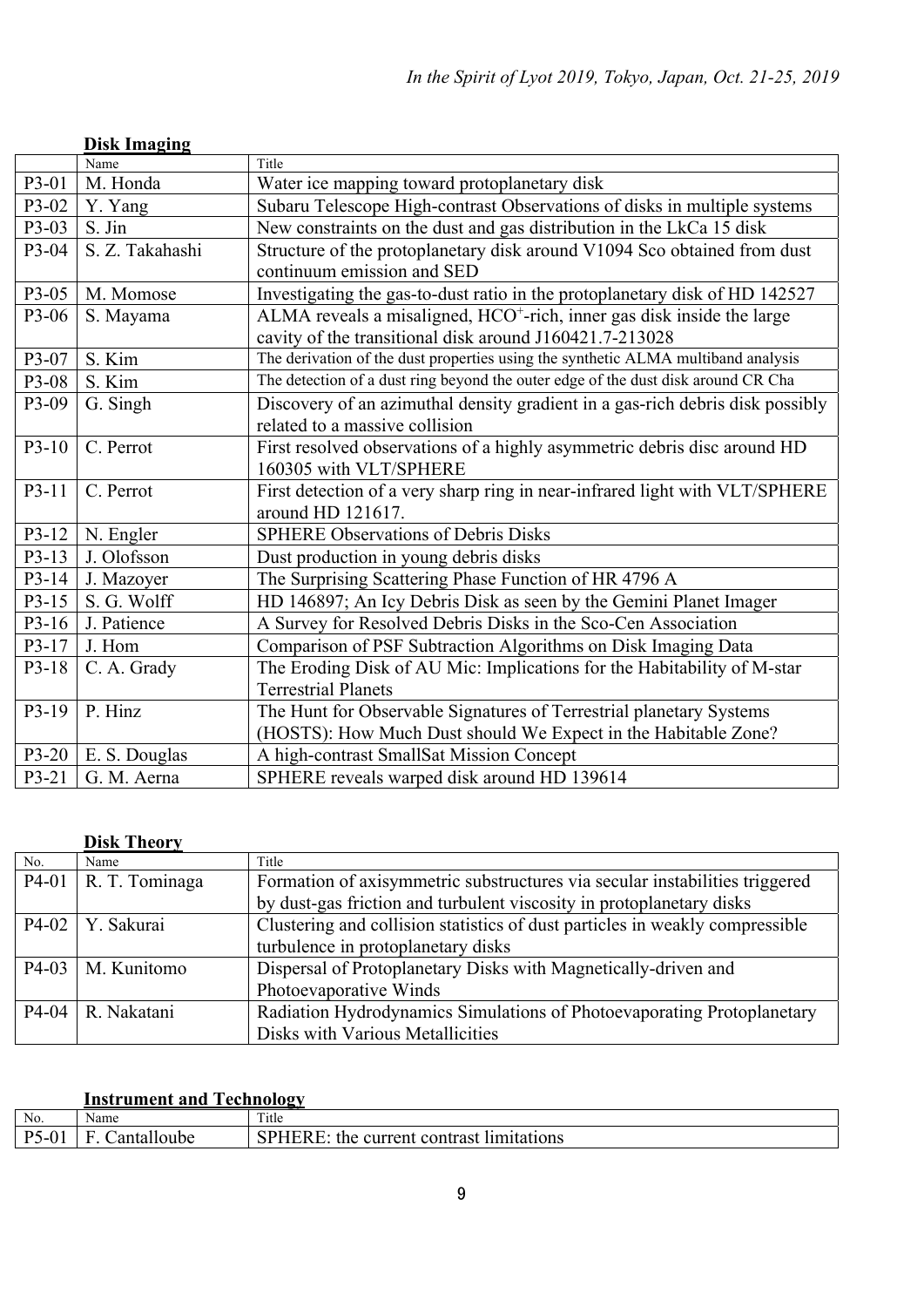**Disk Imaging**

| | Name | Title |
|---|---|---|
| P3-01 | M. Honda | Water ice mapping toward protoplanetary disk |
| P3-02 | Y. Yang | Subaru Telescope High-contrast Observations of disks in multiple systems |
| P3-03 | S. Jin | New constraints on the dust and gas distribution in the LkCa 15 disk |
| P3-04 | S. Z. Takahashi | Structure of the protoplanetary disk around V1094 Sco obtained from dust continuum emission and SED |
| P3-05 | M. Momose | Investigating the gas-to-dust ratio in the protoplanetary disk of HD 142527 |
| P3-06 | S. Mayama | ALMA reveals a misaligned, $HCO^+$-rich, inner gas disk inside the large cavity of the transitional disk around J160421.7-213028 |
| P3-07 | S. Kim | The derivation of the dust properties using the synthetic ALMA multiband analysis |
| P3-08 | S. Kim | The detection of a dust ring beyond the outer edge of the dust disk around CR Cha |
| P3-09 | G. Singh | Discovery of an azimuthal density gradient in a gas-rich debris disk possibly related to a massive collision |
| P3-10 | C. Perrot | First resolved observations of a highly asymmetric debris disc around HD 160305 with VLT/SPHERE |
| P3-11 | C. Perrot | First detection of a very sharp ring in near-infrared light with VLT/SPHERE around HD 121617. |
| P3-12 | N. Engler | SPHERE Observations of Debris Disks |
| P3-13 | J. Olofsson | Dust production in young debris disks |
| P3-14 | J. Mazoyer | The Surprising Scattering Phase Function of HR 4796 A |
| P3-15 | S. G. Wolff | HD 146897; An Icy Debris Disk as seen by the Gemini Planet Imager |
| P3-16 | J. Patience | A Survey for Resolved Debris Disks in the Sco-Cen Association |
| P3-17 | J. Hom | Comparison of PSF Subtraction Algorithms on Disk Imaging Data |
| P3-18 | C. A. Grady | The Eroding Disk of AU Mic: Implications for the Habitability of M-star Terrestrial Planets |
| P3-19 | P. Hinz | The Hunt for Observable Signatures of Terrestrial planetary Systems (HOSTS): How Much Dust should We Expect in the Habitable Zone? |
| P3-20 | E. S. Douglas | A high-contrast SmallSat Mission Concept |
| P3-21 | G. M. Aerna | SPHERE reveals warped disk around HD 139614 |

**Disk Theory**

| No. | Name | Title |
|---|---|---|
| P4-01 | R. T. Tominaga | Formation of axisymmetric substructures via secular instabilities triggered by dust-gas friction and turbulent viscosity in protoplanetary disks |
| P4-02 | Y. Sakurai | Clustering and collision statistics of dust particles in weakly compressible turbulence in protoplanetary disks |
| P4-03 | M. Kunitomo | Dispersal of Protoplanetary Disks with Magnetically-driven and Photoevaporative Winds |
| P4-04 | R. Nakatani | Radiation Hydrodynamics Simulations of Photoevaporating Protoplanetary Disks with Various Metallicities |

**Instrument and Technology**

| No. | Name | Title |
|---|---|---|
| P5-01 | F. Cantalloube | SPHERE: the current contrast limitations |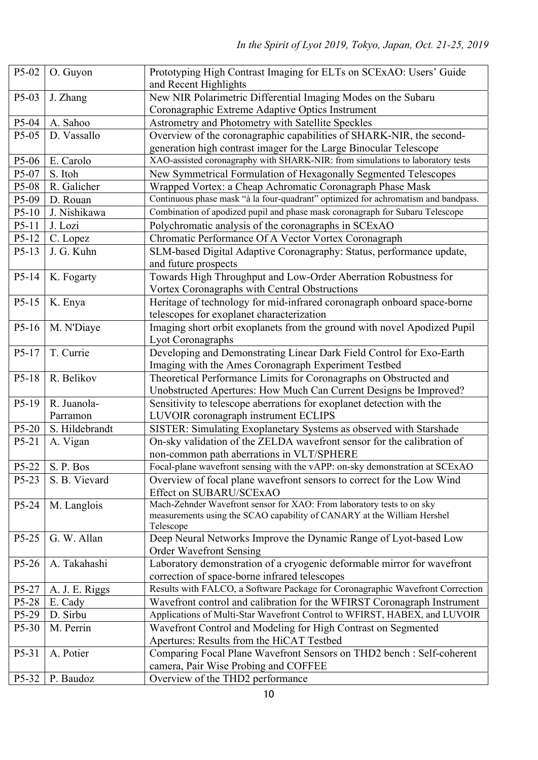| | | |
|---|---|---|
| P5-02 | O. Guyon | Prototyping High Contrast Imaging for ELTs on SCExAO: Users' Guide and Recent Highlights |
| P5-03 | J. Zhang | New NIR Polarimetric Differential Imaging Modes on the Subaru Coronagraphic Extreme Adaptive Optics Instrument |
| P5-04 | A. Sahoo | Astrometry and Photometry with Satellite Speckles |
| P5-05 | D. Vassallo | Overview of the coronagraphic capabilities of SHARK-NIR, the second-generation high contrast imager for the Large Binocular Telescope |
| P5-06 | E. Carolo | XAO-assisted coronagraphy with SHARK-NIR: from simulations to laboratory tests |
| P5-07 | S. Itoh | New Symmetrical Formulation of Hexagonally Segmented Telescopes |
| P5-08 | R. Galicher | Wrapped Vortex: a Cheap Achromatic Coronagraph Phase Mask |
| P5-09 | D. Rouan | Continuous phase mask "à la four-quadrant" optimized for achromatism and bandpass. |
| P5-10 | J. Nishikawa | Combination of apodized pupil and phase mask coronagraph for Subaru Telescope |
| P5-11 | J. Lozi | Polychromatic analysis of the coronagraphs in SCExAO |
| P5-12 | C. Lopez | Chromatic Performance Of A Vector Vortex Coronagraph |
| P5-13 | J. G. Kuhn | SLM-based Digital Adaptive Coronagraphy: Status, performance update, and future prospects |
| P5-14 | K. Fogarty | Towards High Throughput and Low-Order Aberration Robustness for Vortex Coronagraphs with Central Obstructions |
| P5-15 | K. Enya | Heritage of technology for mid-infrared coronagraph onboard space-borne telescopes for exoplanet characterization |
| P5-16 | M. N'Diaye | Imaging short orbit exoplanets from the ground with novel Apodized Pupil Lyot Coronagraphs |
| P5-17 | T. Currie | Developing and Demonstrating Linear Dark Field Control for Exo-Earth Imaging with the Ames Coronagraph Experiment Testbed |
| P5-18 | R. Belikov | Theoretical Performance Limits for Coronagraphs on Obstructed and Unobstructed Apertures: How Much Can Current Designs be Improved? |
| P5-19 | R. Juanola-Parramon | Sensitivity to telescope aberrations for exoplanet detection with the LUVOIR coronagraph instrument ECLIPS |
| P5-20 | S. Hildebrandt | SISTER: Simulating Exoplanetary Systems as observed with Starshade |
| P5-21 | A. Vigan | On-sky validation of the ZELDA wavefront sensor for the calibration of non-common path aberrations in VLT/SPHERE |
| P5-22 | S. P. Bos | Focal-plane wavefront sensing with the vAPP: on-sky demonstration at SCExAO |
| P5-23 | S. B. Vievard | Overview of focal plane wavefront sensors to correct for the Low Wind Effect on SUBARU/SCExAO |
| P5-24 | M. Langlois | Mach-Zehnder Wavefront sensor for XAO: From laboratory tests to on sky measurements using the SCAO capability of CANARY at the William Hershel Telescope |
| P5-25 | G. W. Allan | Deep Neural Networks Improve the Dynamic Range of Lyot-based Low Order Wavefront Sensing |
| P5-26 | A. Takahashi | Laboratory demonstration of a cryogenic deformable mirror for wavefront correction of space-borne infrared telescopes |
| P5-27 | A. J. E. Riggs | Results with FALCO, a Software Package for Coronagraphic Wavefront Correction |
| P5-28 | E. Cady | Wavefront control and calibration for the WFIRST Coronagraph Instrument |
| P5-29 | D. Sirbu | Applications of Multi-Star Wavefront Control to WFIRST, HABEX, and LUVOIR |
| P5-30 | M. Perrin | Wavefront Control and Modeling for High Contrast on Segmented Apertures: Results from the HiCAT Testbed |
| P5-31 | A. Potier | Comparing Focal Plane Wavefront Sensors on THD2 bench : Self-coherent camera, Pair Wise Probing and COFFEE |
| P5-32 | P. Baudoz | Overview of the THD2 performance |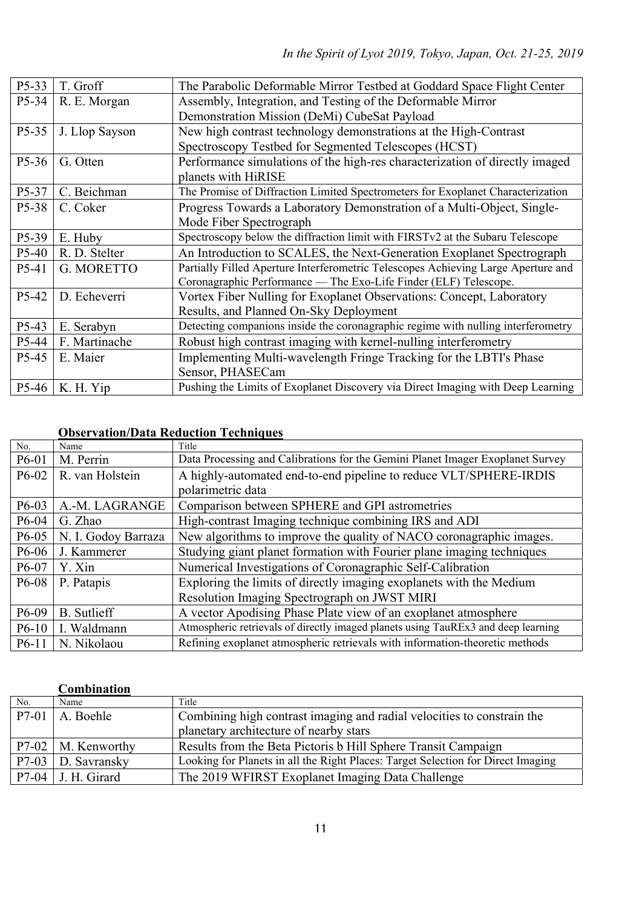| | | |
|---|---|---|
| P5-33 | T. Groff | The Parabolic Deformable Mirror Testbed at Goddard Space Flight Center |
| P5-34 | R. E. Morgan | Assembly, Integration, and Testing of the Deformable Mirror Demonstration Mission (DeMi) CubeSat Payload |
| P5-35 | J. Llop Sayson | New high contrast technology demonstrations at the High-Contrast Spectroscopy Testbed for Segmented Telescopes (HCST) |
| P5-36 | G. Otten | Performance simulations of the high-res characterization of directly imaged planets with HiRISE |
| P5-37 | C. Beichman | The Promise of Diffraction Limited Spectrometers for Exoplanet Characterization |
| P5-38 | C. Coker | Progress Towards a Laboratory Demonstration of a Multi-Object, Single-Mode Fiber Spectrograph |
| P5-39 | E. Huby | Spectroscopy below the diffraction limit with FIRSTv2 at the Subaru Telescope |
| P5-40 | R. D. Stelter | An Introduction to SCALES, the Next-Generation Exoplanet Spectrograph |
| P5-41 | G. MORETTO | Partially Filled Aperture Interferometric Telescopes Achieving Large Aperture and Coronagraphic Performance — The Exo-Life Finder (ELF) Telescope. |
| P5-42 | D. Echeverri | Vortex Fiber Nulling for Exoplanet Observations: Concept, Laboratory Results, and Planned On-Sky Deployment |
| P5-43 | E. Serabyn | Detecting companions inside the coronagraphic regime with nulling interferometry |
| P5-44 | F. Martinache | Robust high contrast imaging with kernel-nulling interferometry |
| P5-45 | E. Maier | Implementing Multi-wavelength Fringe Tracking for the LBTI's Phase Sensor, PHASECam |
| P5-46 | K. H. Yip | Pushing the Limits of Exoplanet Discovery via Direct Imaging with Deep Learning |

**Observation/Data Reduction Techniques**

| No. | Name | Title |
|---|---|---|
| P6-01 | M. Perrin | Data Processing and Calibrations for the Gemini Planet Imager Exoplanet Survey |
| P6-02 | R. van Holstein | A highly-automated end-to-end pipeline to reduce VLT/SPHERE-IRDIS polarimetric data |
| P6-03 | A.-M. LAGRANGE | Comparison between SPHERE and GPI astrometries |
| P6-04 | G. Zhao | High-contrast Imaging technique combining IRS and ADI |
| P6-05 | N. I. Godoy Barraza | New algorithms to improve the quality of NACO coronagraphic images. |
| P6-06 | J. Kammerer | Studying giant planet formation with Fourier plane imaging techniques |
| P6-07 | Y. Xin | Numerical Investigations of Coronagraphic Self-Calibration |
| P6-08 | P. Patapis | Exploring the limits of directly imaging exoplanets with the Medium Resolution Imaging Spectrograph on JWST MIRI |
| P6-09 | B. Sutlieff | A vector Apodising Phase Plate view of an exoplanet atmosphere |
| P6-10 | I. Waldmann | Atmospheric retrievals of directly imaged planets using TauREx3 and deep learning |
| P6-11 | N. Nikolaou | Refining exoplanet atmospheric retrievals with information-theoretic methods |

**Combination**

| No. | Name | Title |
|---|---|---|
| P7-01 | A. Boehle | Combining high contrast imaging and radial velocities to constrain the planetary architecture of nearby stars |
| P7-02 | M. Kenworthy | Results from the Beta Pictoris b Hill Sphere Transit Campaign |
| P7-03 | D. Savransky | Looking for Planets in all the Right Places: Target Selection for Direct Imaging |
| P7-04 | J. H. Girard | The 2019 WFIRST Exoplanet Imaging Data Challenge |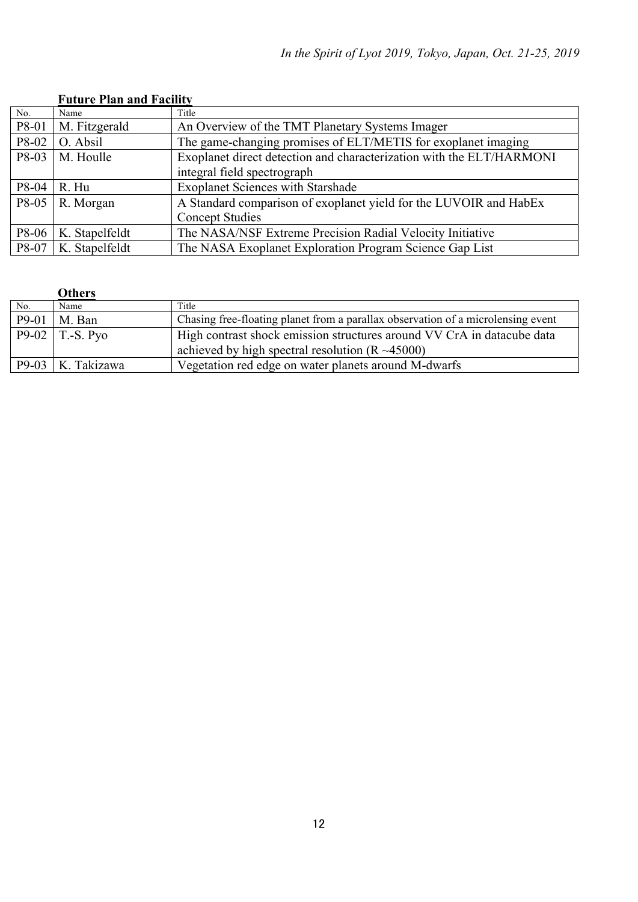**Future Plan and Facility**

| No. | Name | Title |
|---|---|---|
| P8-01 | M. Fitzgerald | An Overview of the TMT Planetary Systems Imager |
| P8-02 | O. Absil | The game-changing promises of ELT/METIS for exoplanet imaging |
| P8-03 | M. Houlle | Exoplanet direct detection and characterization with the ELT/HARMONI integral field spectrograph |
| P8-04 | R. Hu | Exoplanet Sciences with Starshade |
| P8-05 | R. Morgan | A Standard comparison of exoplanet yield for the LUVOIR and HabEx Concept Studies |
| P8-06 | K. Stapelfeldt | The NASA/NSF Extreme Precision Radial Velocity Initiative |
| P8-07 | K. Stapelfeldt | The NASA Exoplanet Exploration Program Science Gap List |

**Others**

| No. | Name | Title |
|---|---|---|
| P9-01 | M. Ban | Chasing free-floating planet from a parallax observation of a microlensing event |
| P9-02 | T.-S. Pyo | High contrast shock emission structures around VV CrA in datacube data achieved by high spectral resolution (R ~45000) |
| P9-03 | K. Takizawa | Vegetation red edge on water planets around M-dwarfs |